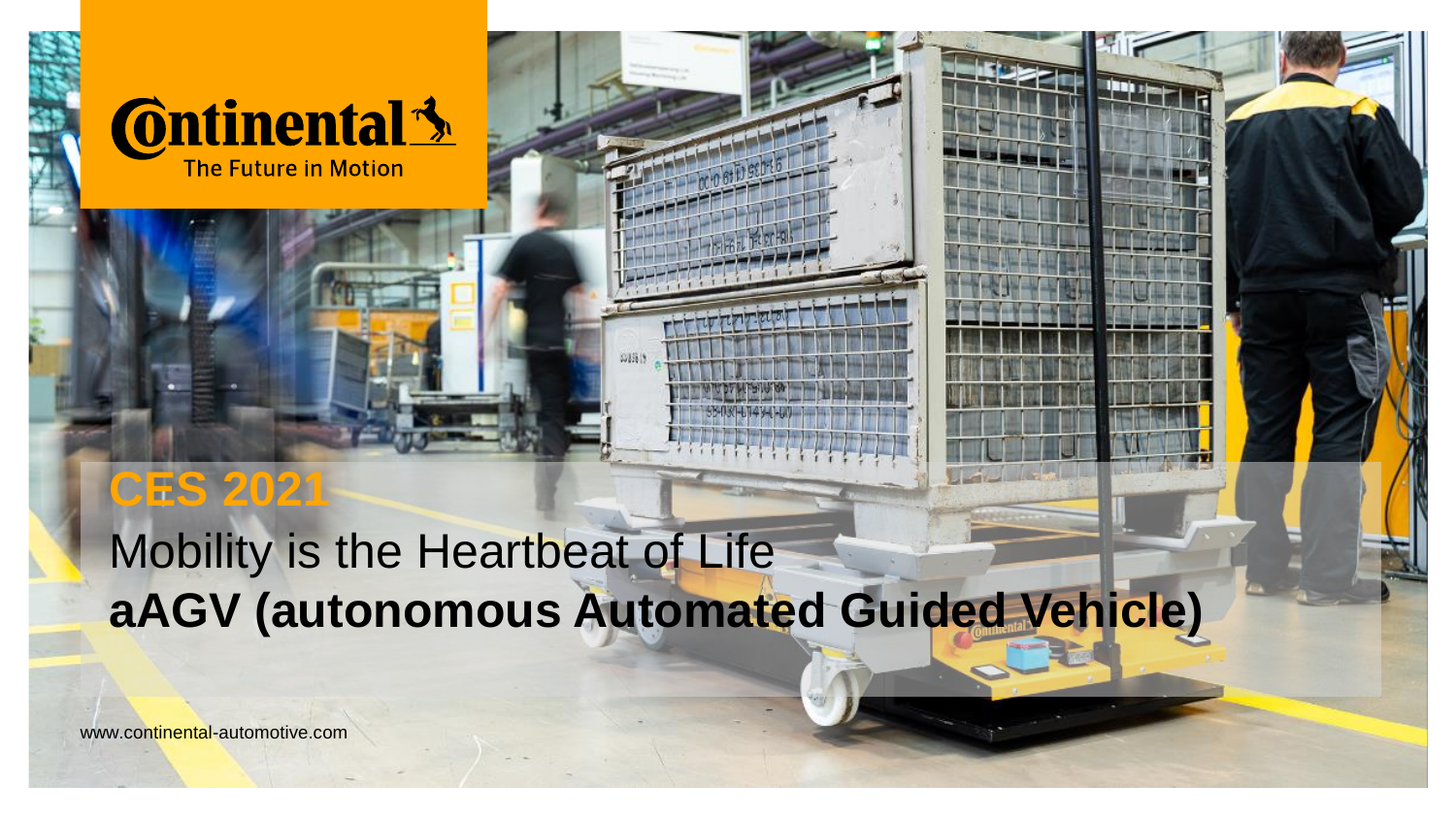Continental
The Future in Motion

# CES 2021

Mobility is the Heartbeat of Life

**aAGV (autonomous Automated Guided Vehicle)**

www.continental-automotive.com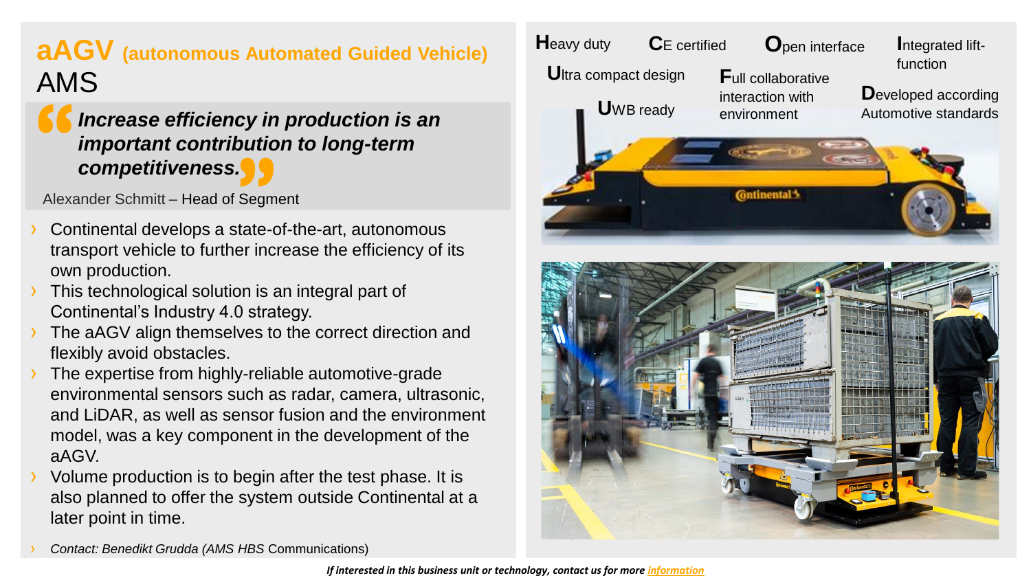# aAGV (autonomous Automated Guided Vehicle)

## AMS

> ***Increase efficiency in production is an important contribution to long-term competitiveness.***

Alexander Schmitt – Head of Segment

- Continental develops a state-of-the-art, autonomous transport vehicle to further increase the efficiency of its own production.
- This technological solution is an integral part of Continental's Industry 4.0 strategy.
- The aAGV align themselves to the correct direction and flexibly avoid obstacles.
- The expertise from highly-reliable automotive-grade environmental sensors such as radar, camera, ultrasonic, and LiDAR, as well as sensor fusion and the environment model, was a key component in the development of the aAGV.
- Volume production is to begin after the test phase. It is also planned to offer the system outside Continental at a later point in time.

- *Contact: Benedikt Grudda (AMS HBS* Communications)

**H**eavy duty

**C**E certified

**O**pen interface

**I**ntegrated lift-function

**U**ltra compact design

**F**ull collaborative interaction with environment

**D**eveloped according Automotive standards

**U**WB ready

*If interested in this business unit or technology, contact us for more information*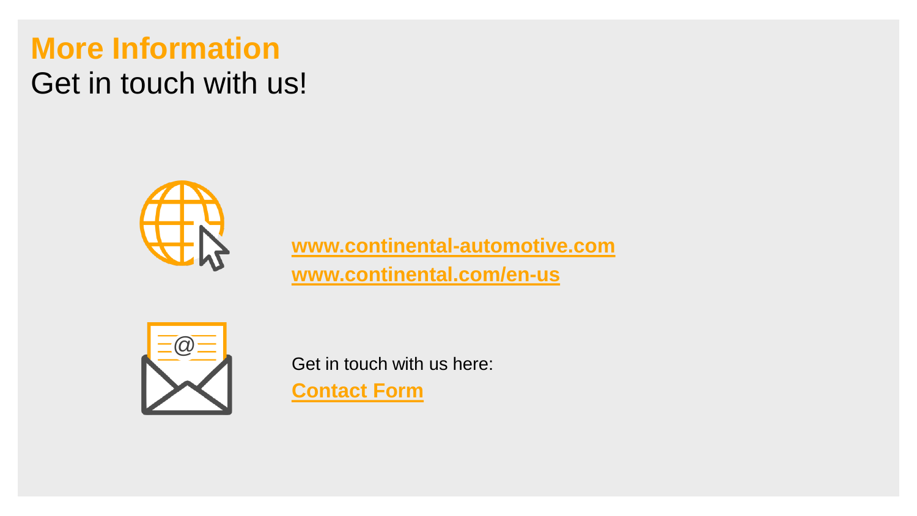# More Information

Get in touch with us!

**www.continental-automotive.com**

**www.continental.com/en-us**

Get in touch with us here:

**Contact Form**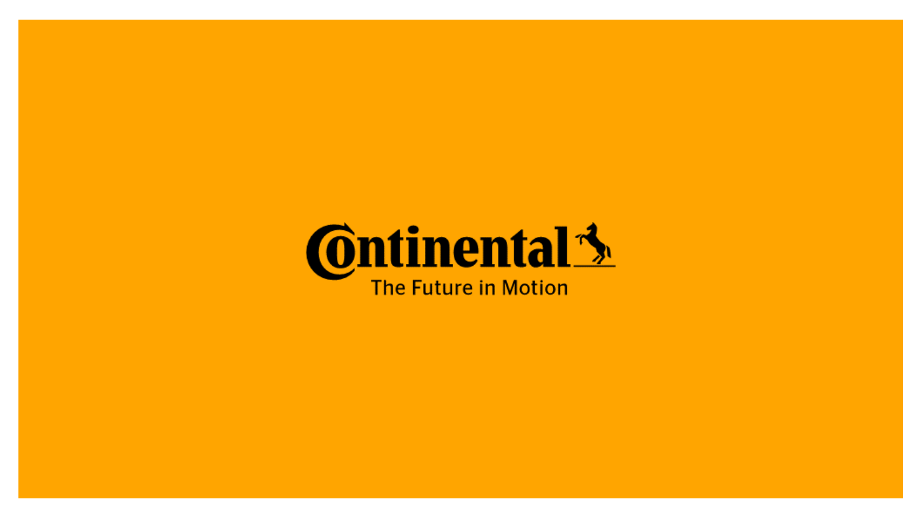Continental

The Future in Motion